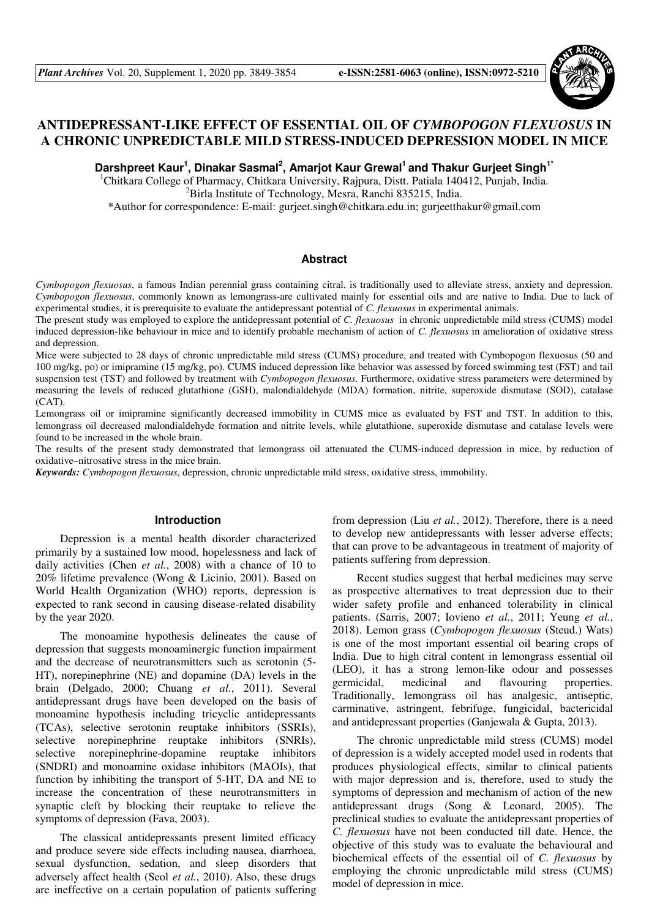# ANTIDEPRESSANT-LIKE EFFECT OF ESSENTIAL OIL OF *CYMBOPOGON FLEXUOSUS* IN A CHRONIC UNPREDICTABLE MILD STRESS-INDUCED DEPRESSION MODEL IN MICE

**Darshpreet Kaur[1], Dinakar Sasmal[2], Amarjot Kaur Grewal[1] and Thakur Gurjeet Singh[1*]**

[1]Chitkara College of Pharmacy, Chitkara University, Rajpura, Distt. Patiala 140412, Punjab, India.
[2]Birla Institute of Technology, Mesra, Ranchi 835215, India.
*Author for correspondence: E-mail: gurjeet.singh@chitkara.edu.in; gurjeetthakur@gmail.com

## Abstract

*Cymbopogon flexuosus*, a famous Indian perennial grass containing citral, is traditionally used to alleviate stress, anxiety and depression. *Cymbopogon flexuosus*, commonly known as lemongrass-are cultivated mainly for essential oils and are native to India. Due to lack of experimental studies, it is prerequisite to evaluate the antidepressant potential of *C. flexuosus* in experimental animals.

The present study was employed to explore the antidepressant potential of *C. flexuosus* in chronic unpredictable mild stress (CUMS) model induced depression-like behaviour in mice and to identify probable mechanism of action of *C. flexuosus* in amelioration of oxidative stress and depression.

Mice were subjected to 28 days of chronic unpredictable mild stress (CUMS) procedure, and treated with Cymbopogon flexuosus (50 and 100 mg/kg, po) or imipramine (15 mg/kg, po). CUMS induced depression like behavior was assessed by forced swimming test (FST) and tail suspension test (TST) and followed by treatment with *Cymbopogon flexuosus.* Furthermore, oxidative stress parameters were determined by measuring the levels of reduced glutathione (GSH), malondialdehyde (MDA) formation, nitrite, superoxide dismutase (SOD), catalase (CAT).

Lemongrass oil or imipramine significantly decreased immobility in CUMS mice as evaluated by FST and TST. In addition to this, lemongrass oil decreased malondialdehyde formation and nitrite levels, while glutathione, superoxide dismutase and catalase levels were found to be increased in the whole brain.

The results of the present study demonstrated that lemongrass oil attenuated the CUMS-induced depression in mice, by reduction of oxidative–nitrosative stress in the mice brain.

***Keywords:*** *Cymbopogon flexuosus*, depression, chronic unpredictable mild stress, oxidative stress, immobility.

## Introduction

Depression is a mental health disorder characterized primarily by a sustained low mood, hopelessness and lack of daily activities (Chen *et al.*, 2008) with a chance of 10 to 20% lifetime prevalence (Wong & Licinio, 2001). Based on World Health Organization (WHO) reports, depression is expected to rank second in causing disease-related disability by the year 2020.

The monoamine hypothesis delineates the cause of depression that suggests monoaminergic function impairment and the decrease of neurotransmitters such as serotonin (5-HT), norepinephrine (NE) and dopamine (DA) levels in the brain (Delgado, 2000; Chuang *et al.*, 2011). Several antidepressant drugs have been developed on the basis of monoamine hypothesis including tricyclic antidepressants (TCAs), selective serotonin reuptake inhibitors (SSRIs), selective norepinephrine reuptake inhibitors (SNRIs), selective norepinephrine-dopamine reuptake inhibitors (SNDRI) and monoamine oxidase inhibitors (MAOIs), that function by inhibiting the transport of 5-HT, DA and NE to increase the concentration of these neurotransmitters in synaptic cleft by blocking their reuptake to relieve the symptoms of depression (Fava, 2003).

The classical antidepressants present limited efficacy and produce severe side effects including nausea, diarrhoea, sexual dysfunction, sedation, and sleep disorders that adversely affect health (Seol *et al.*, 2010). Also, these drugs are ineffective on a certain population of patients suffering from depression (Liu *et al.*, 2012). Therefore, there is a need to develop new antidepressants with lesser adverse effects; that can prove to be advantageous in treatment of majority of patients suffering from depression.

Recent studies suggest that herbal medicines may serve as prospective alternatives to treat depression due to their wider safety profile and enhanced tolerability in clinical patients. (Sarris, 2007; Iovieno *et al.*, 2011; Yeung *et al.*, 2018). Lemon grass (*Cymbopogon flexuosus* (Steud.) Wats) is one of the most important essential oil bearing crops of India. Due to high citral content in lemongrass essential oil (LEO), it has a strong lemon-like odour and possesses germicidal, medicinal and flavouring properties. Traditionally, lemongrass oil has analgesic, antiseptic, carminative, astringent, febrifuge, fungicidal, bactericidal and antidepressant properties (Ganjewala & Gupta, 2013).

The chronic unpredictable mild stress (CUMS) model of depression is a widely accepted model used in rodents that produces physiological effects, similar to clinical patients with major depression and is, therefore, used to study the symptoms of depression and mechanism of action of the new antidepressant drugs (Song & Leonard, 2005). The preclinical studies to evaluate the antidepressant properties of *C. flexuosus* have not been conducted till date. Hence, the objective of this study was to evaluate the behavioural and biochemical effects of the essential oil of *C. flexuosus* by employing the chronic unpredictable mild stress (CUMS) model of depression in mice.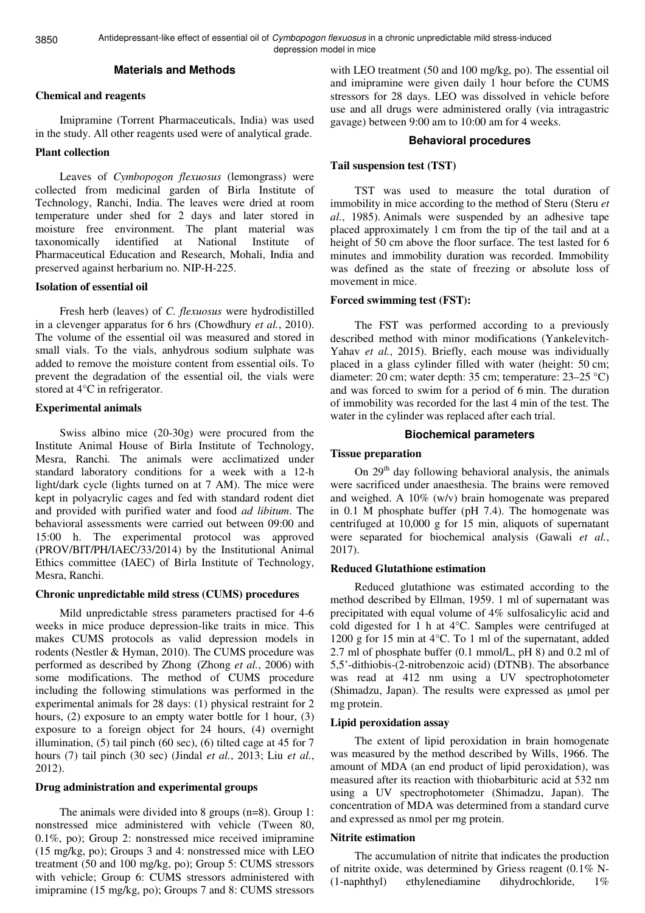## Materials and Methods

### Chemical and reagents

Imipramine (Torrent Pharmaceuticals, India) was used in the study. All other reagents used were of analytical grade.

### Plant collection

Leaves of *Cymbopogon flexuosus* (lemongrass) were collected from medicinal garden of Birla Institute of Technology, Ranchi, India. The leaves were dried at room temperature under shed for 2 days and later stored in moisture free environment. The plant material was taxonomically identified at National Institute of Pharmaceutical Education and Research, Mohali, India and preserved against herbarium no. NIP-H-225.

### Isolation of essential oil

Fresh herb (leaves) of *C. flexuosus* were hydrodistilled in a clevenger apparatus for 6 hrs (Chowdhury *et al.*, 2010). The volume of the essential oil was measured and stored in small vials. To the vials, anhydrous sodium sulphate was added to remove the moisture content from essential oils. To prevent the degradation of the essential oil, the vials were stored at 4°C in refrigerator.

### Experimental animals

Swiss albino mice (20-30g) were procured from the Institute Animal House of Birla Institute of Technology, Mesra, Ranchi. The animals were acclimatized under standard laboratory conditions for a week with a 12-h light/dark cycle (lights turned on at 7 AM). The mice were kept in polyacrylic cages and fed with standard rodent diet and provided with purified water and food *ad libitum*. The behavioral assessments were carried out between 09:00 and 15:00 h. The experimental protocol was approved (PROV/BIT/PH/IAEC/33/2014) by the Institutional Animal Ethics committee (IAEC) of Birla Institute of Technology, Mesra, Ranchi.

### Chronic unpredictable mild stress (CUMS) procedures

Mild unpredictable stress parameters practised for 4-6 weeks in mice produce depression-like traits in mice. This makes CUMS protocols as valid depression models in rodents (Nestler & Hyman, 2010). The CUMS procedure was performed as described by Zhong (Zhong *et al.*, 2006) with some modifications. The method of CUMS procedure including the following stimulations was performed in the experimental animals for 28 days: (1) physical restraint for 2 hours, (2) exposure to an empty water bottle for 1 hour, (3) exposure to a foreign object for 24 hours, (4) overnight illumination, (5) tail pinch (60 sec), (6) tilted cage at 45 for 7 hours (7) tail pinch (30 sec) (Jindal *et al.*, 2013; Liu *et al.*, 2012).

### Drug administration and experimental groups

The animals were divided into 8 groups (n=8). Group 1: nonstressed mice administered with vehicle (Tween 80, 0.1%, po); Group 2: nonstressed mice received imipramine (15 mg/kg, po); Groups 3 and 4: nonstressed mice with LEO treatment (50 and 100 mg/kg, po); Group 5: CUMS stressors with vehicle; Group 6: CUMS stressors administered with imipramine (15 mg/kg, po); Groups 7 and 8: CUMS stressors with LEO treatment (50 and 100 mg/kg, po). The essential oil and imipramine were given daily 1 hour before the CUMS stressors for 28 days. LEO was dissolved in vehicle before use and all drugs were administered orally (via intragastric gavage) between 9:00 am to 10:00 am for 4 weeks.

## Behavioral procedures

### Tail suspension test (TST)

TST was used to measure the total duration of immobility in mice according to the method of Steru (Steru *et al.*, 1985). Animals were suspended by an adhesive tape placed approximately 1 cm from the tip of the tail and at a height of 50 cm above the floor surface. The test lasted for 6 minutes and immobility duration was recorded. Immobility was defined as the state of freezing or absolute loss of movement in mice.

### Forced swimming test (FST):

The FST was performed according to a previously described method with minor modifications (Yankelevitch-Yahav *et al.*, 2015). Briefly, each mouse was individually placed in a glass cylinder filled with water (height: 50 cm; diameter: 20 cm; water depth: 35 cm; temperature: 23–25 °C) and was forced to swim for a period of 6 min. The duration of immobility was recorded for the last 4 min of the test. The water in the cylinder was replaced after each trial.

## Biochemical parameters

### Tissue preparation

On 29th day following behavioral analysis, the animals were sacrificed under anaesthesia. The brains were removed and weighed. A 10% (w/v) brain homogenate was prepared in 0.1 M phosphate buffer (pH 7.4). The homogenate was centrifuged at 10,000 g for 15 min, aliquots of supernatant were separated for biochemical analysis (Gawali *et al.*, 2017).

### Reduced Glutathione estimation

Reduced glutathione was estimated according to the method described by Ellman, 1959. 1 ml of supernatant was precipitated with equal volume of 4% sulfosalicylic acid and cold digested for 1 h at 4°C. Samples were centrifuged at 1200 g for 15 min at 4°C. To 1 ml of the supernatant, added 2.7 ml of phosphate buffer (0.1 mmol/L, pH 8) and 0.2 ml of 5,5'-dithiobis-(2-nitrobenzoic acid) (DTNB). The absorbance was read at 412 nm using a UV spectrophotometer (Shimadzu, Japan). The results were expressed as μmol per mg protein.

### Lipid peroxidation assay

The extent of lipid peroxidation in brain homogenate was measured by the method described by Wills, 1966. The amount of MDA (an end product of lipid peroxidation), was measured after its reaction with thiobarbituric acid at 532 nm using a UV spectrophotometer (Shimadzu, Japan). The concentration of MDA was determined from a standard curve and expressed as nmol per mg protein.

### Nitrite estimation

The accumulation of nitrite that indicates the production of nitrite oxide, was determined by Griess reagent (0.1% N-(1-naphthyl) ethylenediamine dihydrochloride, 1%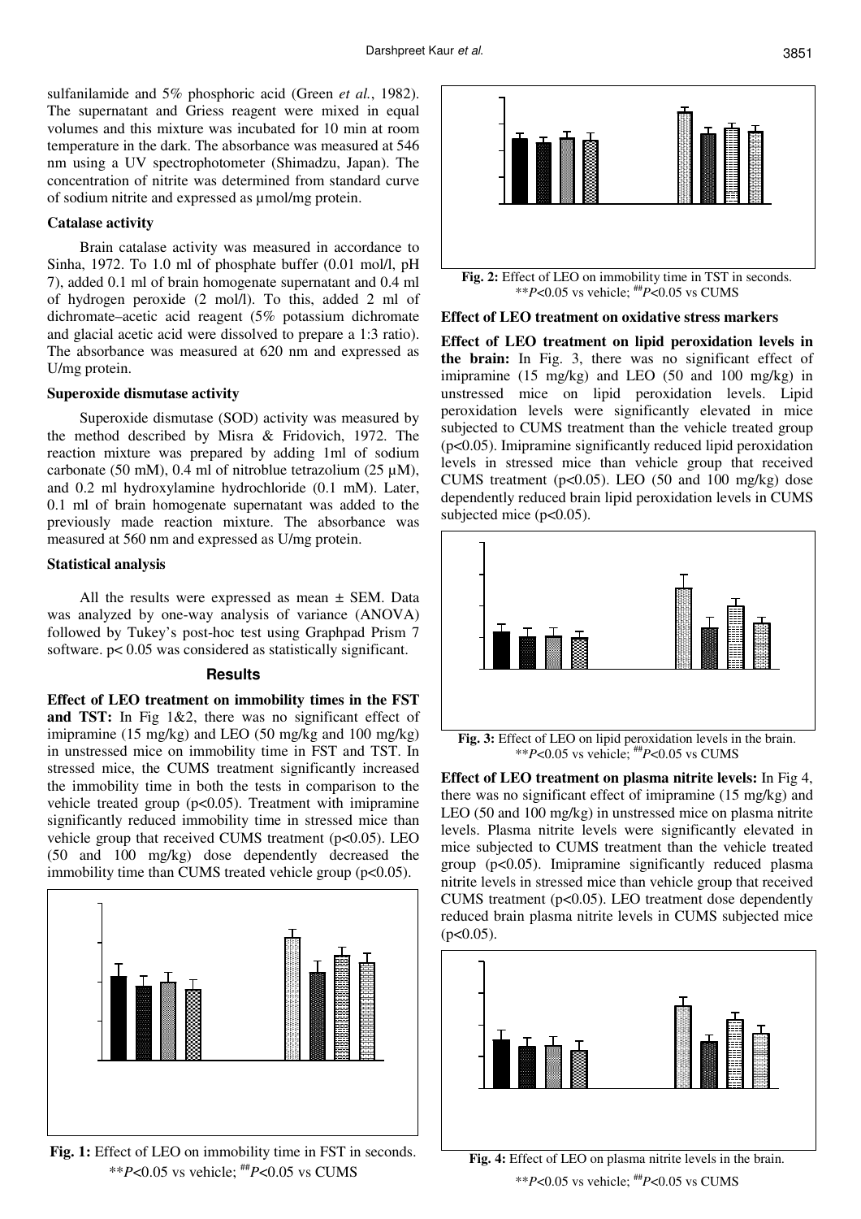sulfanilamide and 5% phosphoric acid (Green *et al.*, 1982). The supernatant and Griess reagent were mixed in equal volumes and this mixture was incubated for 10 min at room temperature in the dark. The absorbance was measured at 546 nm using a UV spectrophotometer (Shimadzu, Japan). The concentration of nitrite was determined from standard curve of sodium nitrite and expressed as µmol/mg protein.

### Catalase activity

Brain catalase activity was measured in accordance to Sinha, 1972. To 1.0 ml of phosphate buffer (0.01 mol/l, pH 7), added 0.1 ml of brain homogenate supernatant and 0.4 ml of hydrogen peroxide (2 mol/l). To this, added 2 ml of dichromate–acetic acid reagent (5% potassium dichromate and glacial acetic acid were dissolved to prepare a 1:3 ratio). The absorbance was measured at 620 nm and expressed as U/mg protein.

### Superoxide dismutase activity

Superoxide dismutase (SOD) activity was measured by the method described by Misra & Fridovich, 1972. The reaction mixture was prepared by adding 1ml of sodium carbonate (50 mM), 0.4 ml of nitroblue tetrazolium (25 µM), and 0.2 ml hydroxylamine hydrochloride (0.1 mM). Later, 0.1 ml of brain homogenate supernatant was added to the previously made reaction mixture. The absorbance was measured at 560 nm and expressed as U/mg protein.

### Statistical analysis

All the results were expressed as mean ± SEM. Data was analyzed by one-way analysis of variance (ANOVA) followed by Tukey's post-hoc test using Graphpad Prism 7 software. $p < 0.05$ was considered as statistically significant.

## Results

**Effect of LEO treatment on immobility times in the FST and TST:** In Fig 1&2, there was no significant effect of imipramine (15 mg/kg) and LEO (50 mg/kg and 100 mg/kg) in unstressed mice on immobility time in FST and TST. In stressed mice, the CUMS treatment significantly increased the immobility time in both the tests in comparison to the vehicle treated group ($p<0.05$). Treatment with imipramine significantly reduced immobility time in stressed mice than vehicle group that received CUMS treatment ($p<0.05$). LEO (50 and 100 mg/kg) dose dependently decreased the immobility time than CUMS treated vehicle group ($p<0.05$).

**Fig. 1:** Effect of LEO on immobility time in FST in seconds. $^{**}P<0.05$ vs vehicle; $^{\#\#}P<0.05$ vs CUMS

**Fig. 2:** Effect of LEO on immobility time in TST in seconds. $^{**}P<0.05$ vs vehicle; $^{\#\#}P<0.05$ vs CUMS

### Effect of LEO treatment on oxidative stress markers

**Effect of LEO treatment on lipid peroxidation levels in the brain:** In Fig. 3, there was no significant effect of imipramine (15 mg/kg) and LEO (50 and 100 mg/kg) in unstressed mice on lipid peroxidation levels. Lipid peroxidation levels were significantly elevated in mice subjected to CUMS treatment than the vehicle treated group ($p<0.05$). Imipramine significantly reduced lipid peroxidation levels in stressed mice than vehicle group that received CUMS treatment ($p<0.05$). LEO (50 and 100 mg/kg) dose dependently reduced brain lipid peroxidation levels in CUMS subjected mice ($p<0.05$).

**Fig. 3:** Effect of LEO on lipid peroxidation levels in the brain. $^{**}P<0.05$ vs vehicle; $^{\#\#}P<0.05$ vs CUMS

**Effect of LEO treatment on plasma nitrite levels:** In Fig 4, there was no significant effect of imipramine (15 mg/kg) and LEO (50 and 100 mg/kg) in unstressed mice on plasma nitrite levels. Plasma nitrite levels were significantly elevated in mice subjected to CUMS treatment than the vehicle treated group ($p<0.05$). Imipramine significantly reduced plasma nitrite levels in stressed mice than vehicle group that received CUMS treatment ($p<0.05$). LEO treatment dose dependently reduced brain plasma nitrite levels in CUMS subjected mice ($p<0.05$).

**Fig. 4:** Effect of LEO on plasma nitrite levels in the brain. $^{**}P<0.05$ vs vehicle; $^{\#\#}P<0.05$ vs CUMS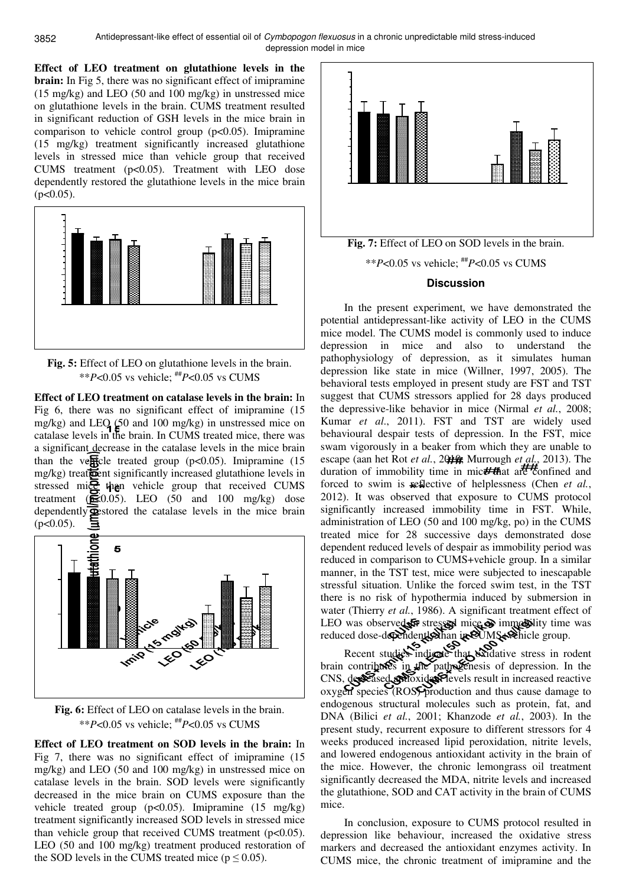**Effect of LEO treatment on glutathione levels in the brain:** In Fig 5, there was no significant effect of imipramine (15 mg/kg) and LEO (50 and 100 mg/kg) in unstressed mice on glutathione levels in the brain. CUMS treatment resulted in significant reduction of GSH levels in the mice brain in comparison to vehicle control group ($p<0.05$). Imipramine (15 mg/kg) treatment significantly increased glutathione levels in stressed mice than vehicle group that received CUMS treatment ($p<0.05$). Treatment with LEO dose dependently restored the glutathione levels in the mice brain ($p<0.05$).

**Fig. 5:** Effect of LEO on glutathione levels in the brain. $^{**}P<0.05$ vs vehicle; $^{\#\#}P<0.05$ vs CUMS

**Effect of LEO treatment on catalase levels in the brain:** In Fig 6, there was no significant effect of imipramine (15 mg/kg) and LEO (50 and 100 mg/kg) in unstressed mice on catalase levels in the brain. In CUMS treated mice, there was a significant decrease in the catalase levels in the mice brain than the vehicle treated group ($p<0.05$). Imipramine (15 mg/kg) treatment significantly increased glutathione levels in stressed mice than vehicle group that received CUMS treatment ($p<0.05$). LEO (50 and 100 mg/kg) dose dependently restored the catalase levels in the mice brain ($p<0.05$).

**Fig. 6:** Effect of LEO on catalase levels in the brain. $^{**}P<0.05$ vs vehicle; $^{\#\#}P<0.05$ vs CUMS

**Effect of LEO treatment on SOD levels in the brain:** In Fig 7, there was no significant effect of imipramine (15 mg/kg) and LEO (50 and 100 mg/kg) in unstressed mice on catalase levels in the brain. SOD levels were significantly decreased in the mice brain on CUMS exposure than the vehicle treated group ($p<0.05$). Imipramine (15 mg/kg) treatment significantly increased SOD levels in stressed mice than vehicle group that received CUMS treatment ($p<0.05$). LEO (50 and 100 mg/kg) treatment produced restoration of the SOD levels in the CUMS treated mice ($p \leq 0.05$).

**Fig. 7:** Effect of LEO on SOD levels in the brain. $^{**}P<0.05$ vs vehicle; $^{\#\#}P<0.05$ vs CUMS

## Discussion

In the present experiment, we have demonstrated the potential antidepressant-like activity of LEO in the CUMS mice model. The CUMS model is commonly used to induce depression in mice and also to understand the pathophysiology of depression, as it simulates human depression like state in mice (Willner, 1997, 2005). The behavioral tests employed in present study are FST and TST suggest that CUMS stressors applied for 28 days produced the depressive-like behavior in mice (Nirmal *et al.*, 2008; Kumar *et al.*, 2011). FST and TST are widely used behavioural despair tests of depression. In the FST, mice swam vigorously in a beaker from which they are unable to escape (aan het Rot *et al.*, 2010; Murrough *et al.*, 2013). The duration of immobility time in mice that are confined and forced to swim is reflective of helplessness (Chen *et al.*, 2012). It was observed that exposure to CUMS protocol significantly increased immobility time in FST. While, administration of LEO (50 and 100 mg/kg, po) in the CUMS treated mice for 28 successive days demonstrated dose dependent reduced levels of despair as immobility period was reduced in comparison to CUMS+vehicle group. In a similar manner, in the TST test, mice were subjected to inescapable stressful situation. Unlike the forced swim test, in the TST there is no risk of hypothermia induced by submersion in water (Thierry *et al.*, 1986). A significant treatment effect of LEO was observed in stressed mice as immobility time was reduced dose-dependently than in CUMS+vehicle group.

Recent studies indicate that oxidative stress in rodent brain contributes in the pathogenesis of depression. In the CNS, decreased antioxidant levels result in increased reactive oxygen species (ROS) production and thus cause damage to endogenous structural molecules such as protein, fat, and DNA (Bilici *et al.*, 2001; Khanzode *et al.*, 2003). In the present study, recurrent exposure to different stressors for 4 weeks produced increased lipid peroxidation, nitrite levels, and lowered endogenous antioxidant activity in the brain of the mice. However, the chronic lemongrass oil treatment significantly decreased the MDA, nitrite levels and increased the glutathione, SOD and CAT activity in the brain of CUMS mice.

In conclusion, exposure to CUMS protocol resulted in depression like behaviour, increased the oxidative stress markers and decreased the antioxidant enzymes activity. In CUMS mice, the chronic treatment of imipramine and the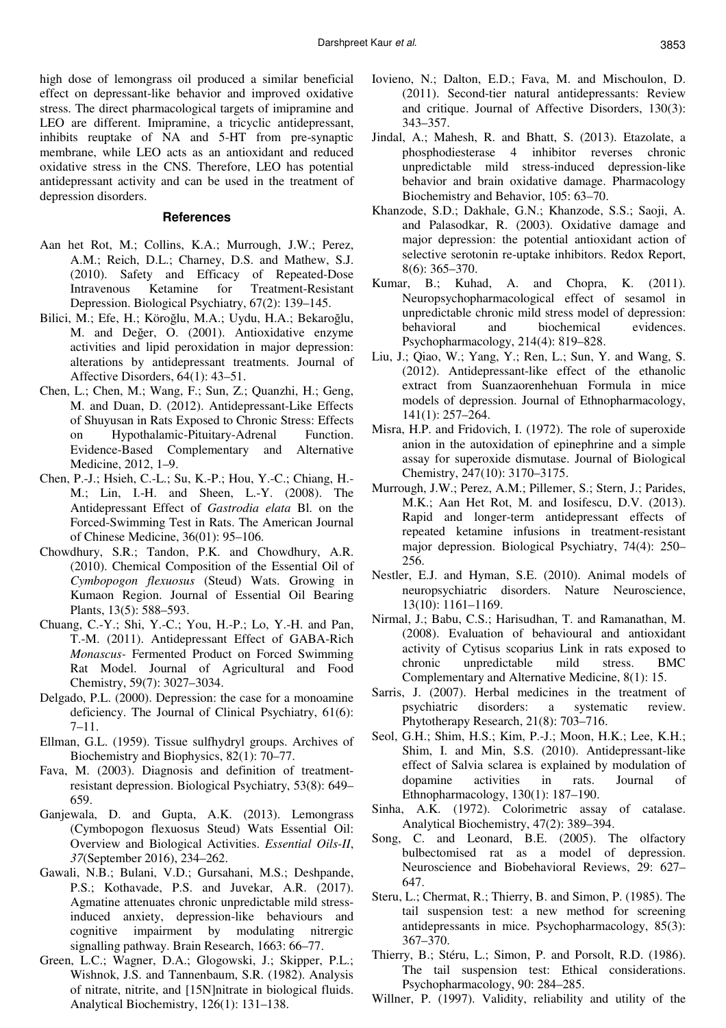high dose of lemongrass oil produced a similar beneficial effect on depressant-like behavior and improved oxidative stress. The direct pharmacological targets of imipramine and LEO are different. Imipramine, a tricyclic antidepressant, inhibits reuptake of NA and 5-HT from pre-synaptic membrane, while LEO acts as an antioxidant and reduced oxidative stress in the CNS. Therefore, LEO has potential antidepressant activity and can be used in the treatment of depression disorders.

## References

Aan het Rot, M.; Collins, K.A.; Murrough, J.W.; Perez, A.M.; Reich, D.L.; Charney, D.S. and Mathew, S.J. (2010). Safety and Efficacy of Repeated-Dose Intravenous Ketamine for Treatment-Resistant Depression. Biological Psychiatry, 67(2): 139–145.

Bilici, M.; Efe, H.; Köroğlu, M.A.; Uydu, H.A.; Bekaroğlu, M. and Değer, O. (2001). Antioxidative enzyme activities and lipid peroxidation in major depression: alterations by antidepressant treatments. Journal of Affective Disorders, 64(1): 43–51.

Chen, L.; Chen, M.; Wang, F.; Sun, Z.; Quanzhi, H.; Geng, M. and Duan, D. (2012). Antidepressant-Like Effects of Shuyusan in Rats Exposed to Chronic Stress: Effects on Hypothalamic-Pituitary-Adrenal Function. Evidence-Based Complementary and Alternative Medicine, 2012, 1–9.

Chen, P.-J.; Hsieh, C.-L.; Su, K.-P.; Hou, Y.-C.; Chiang, H.-M.; Lin, I.-H. and Sheen, L.-Y. (2008). The Antidepressant Effect of *Gastrodia elata* Bl. on the Forced-Swimming Test in Rats. The American Journal of Chinese Medicine, 36(01): 95–106.

Chowdhury, S.R.; Tandon, P.K. and Chowdhury, A.R. (2010). Chemical Composition of the Essential Oil of *Cymbopogon flexuosus* (Steud) Wats. Growing in Kumaon Region. Journal of Essential Oil Bearing Plants, 13(5): 588–593.

Chuang, C.-Y.; Shi, Y.-C.; You, H.-P.; Lo, Y.-H. and Pan, T.-M. (2011). Antidepressant Effect of GABA-Rich *Monascus*- Fermented Product on Forced Swimming Rat Model. Journal of Agricultural and Food Chemistry, 59(7): 3027–3034.

Delgado, P.L. (2000). Depression: the case for a monoamine deficiency. The Journal of Clinical Psychiatry, 61(6): 7–11.

Ellman, G.L. (1959). Tissue sulfhydryl groups. Archives of Biochemistry and Biophysics, 82(1): 70–77.

Fava, M. (2003). Diagnosis and definition of treatment-resistant depression. Biological Psychiatry, 53(8): 649–659.

Ganjewala, D. and Gupta, A.K. (2013). Lemongrass (Cymbopogon flexuosus Steud) Wats Essential Oil: Overview and Biological Activities. *Essential Oils-II*, *37*(September 2016), 234–262.

Gawali, N.B.; Bulani, V.D.; Gursahani, M.S.; Deshpande, P.S.; Kothavade, P.S. and Juvekar, A.R. (2017). Agmatine attenuates chronic unpredictable mild stress-induced anxiety, depression-like behaviours and cognitive impairment by modulating nitrergic signalling pathway. Brain Research, 1663: 66–77.

Green, L.C.; Wagner, D.A.; Glogowski, J.; Skipper, P.L.; Wishnok, J.S. and Tannenbaum, S.R. (1982). Analysis of nitrate, nitrite, and [15N]nitrate in biological fluids. Analytical Biochemistry, 126(1): 131–138.

Iovieno, N.; Dalton, E.D.; Fava, M. and Mischoulon, D. (2011). Second-tier natural antidepressants: Review and critique. Journal of Affective Disorders, 130(3): 343–357.

Jindal, A.; Mahesh, R. and Bhatt, S. (2013). Etazolate, a phosphodiesterase 4 inhibitor reverses chronic unpredictable mild stress-induced depression-like behavior and brain oxidative damage. Pharmacology Biochemistry and Behavior, 105: 63–70.

Khanzode, S.D.; Dakhale, G.N.; Khanzode, S.S.; Saoji, A. and Palasodkar, R. (2003). Oxidative damage and major depression: the potential antioxidant action of selective serotonin re-uptake inhibitors. Redox Report, 8(6): 365–370.

Kumar, B.; Kuhad, A. and Chopra, K. (2011). Neuropsychopharmacological effect of sesamol in unpredictable chronic mild stress model of depression: behavioral and biochemical evidences. Psychopharmacology, 214(4): 819–828.

Liu, J.; Qiao, W.; Yang, Y.; Ren, L.; Sun, Y. and Wang, S. (2012). Antidepressant-like effect of the ethanolic extract from Suanzaorenhehuan Formula in mice models of depression. Journal of Ethnopharmacology, 141(1): 257–264.

Misra, H.P. and Fridovich, I. (1972). The role of superoxide anion in the autoxidation of epinephrine and a simple assay for superoxide dismutase. Journal of Biological Chemistry, 247(10): 3170–3175.

Murrough, J.W.; Perez, A.M.; Pillemer, S.; Stern, J.; Parides, M.K.; Aan Het Rot, M. and Iosifescu, D.V. (2013). Rapid and longer-term antidepressant effects of repeated ketamine infusions in treatment-resistant major depression. Biological Psychiatry, 74(4): 250–256.

Nestler, E.J. and Hyman, S.E. (2010). Animal models of neuropsychiatric disorders. Nature Neuroscience, 13(10): 1161–1169.

Nirmal, J.; Babu, C.S.; Harisudhan, T. and Ramanathan, M. (2008). Evaluation of behavioural and antioxidant activity of Cytisus scoparius Link in rats exposed to chronic unpredictable mild stress. BMC Complementary and Alternative Medicine, 8(1): 15.

Sarris, J. (2007). Herbal medicines in the treatment of psychiatric disorders: a systematic review. Phytotherapy Research, 21(8): 703–716.

Seol, G.H.; Shim, H.S.; Kim, P.-J.; Moon, H.K.; Lee, K.H.; Shim, I. and Min, S.S. (2010). Antidepressant-like effect of Salvia sclarea is explained by modulation of dopamine activities in rats. Journal of Ethnopharmacology, 130(1): 187–190.

Sinha, A.K. (1972). Colorimetric assay of catalase. Analytical Biochemistry, 47(2): 389–394.

Song, C. and Leonard, B.E. (2005). The olfactory bulbectomised rat as a model of depression. Neuroscience and Biobehavioral Reviews, 29: 627–647.

Steru, L.; Chermat, R.; Thierry, B. and Simon, P. (1985). The tail suspension test: a new method for screening antidepressants in mice. Psychopharmacology, 85(3): 367–370.

Thierry, B.; Stéru, L.; Simon, P. and Porsolt, R.D. (1986). The tail suspension test: Ethical considerations. Psychopharmacology, 90: 284–285.

Willner, P. (1997). Validity, reliability and utility of the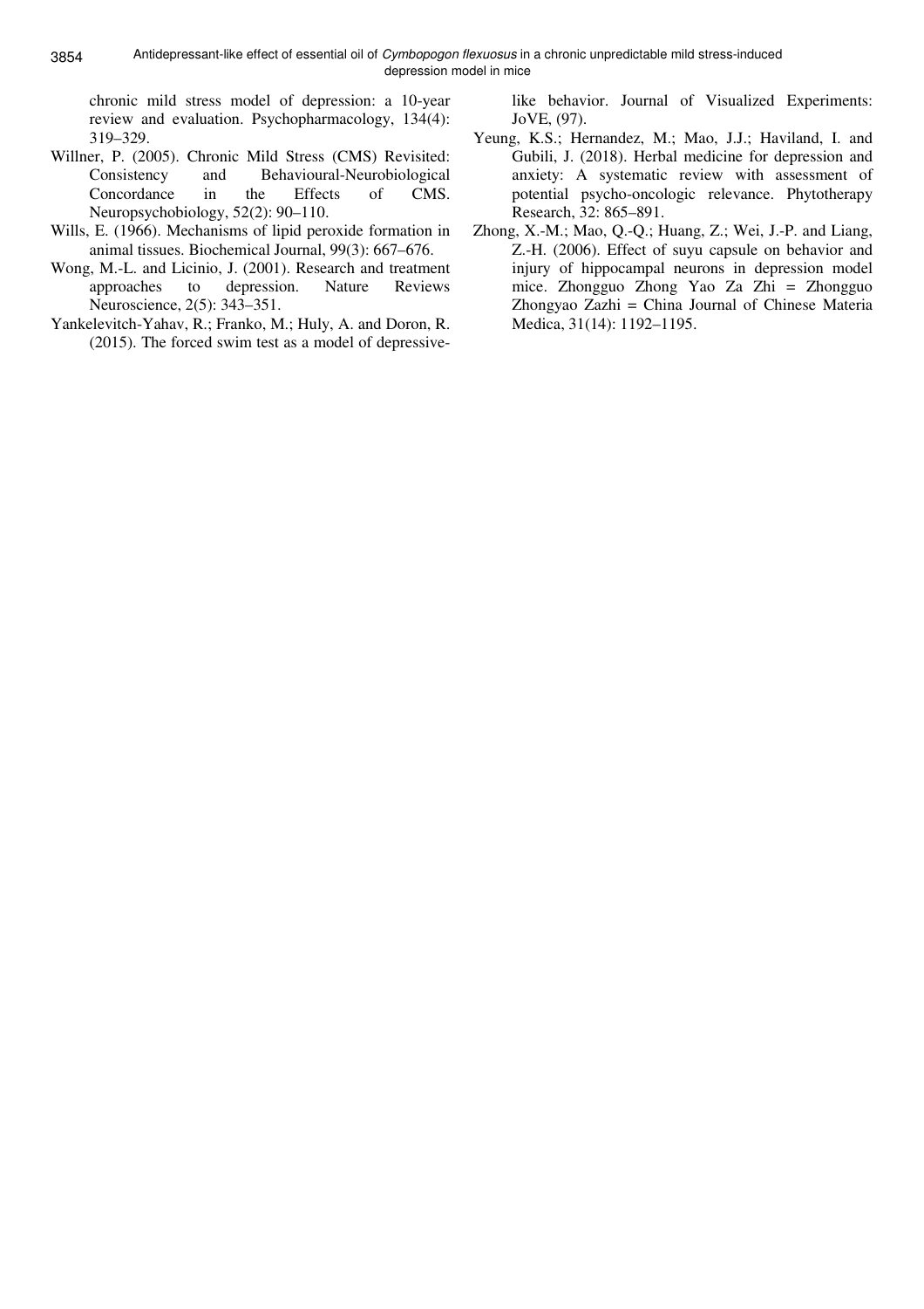chronic mild stress model of depression: a 10-year review and evaluation. Psychopharmacology, 134(4): 319–329.

Willner, P. (2005). Chronic Mild Stress (CMS) Revisited: Consistency and Behavioural-Neurobiological Concordance in the Effects of CMS. Neuropsychobiology, 52(2): 90–110.

Wills, E. (1966). Mechanisms of lipid peroxide formation in animal tissues. Biochemical Journal, 99(3): 667–676.

Wong, M.-L. and Licinio, J. (2001). Research and treatment approaches to depression. Nature Reviews Neuroscience, 2(5): 343–351.

Yankelevitch-Yahav, R.; Franko, M.; Huly, A. and Doron, R. (2015). The forced swim test as a model of depressive-like behavior. Journal of Visualized Experiments: JoVE, (97).

Yeung, K.S.; Hernandez, M.; Mao, J.J.; Haviland, I. and Gubili, J. (2018). Herbal medicine for depression and anxiety: A systematic review with assessment of potential psycho-oncologic relevance. Phytotherapy Research, 32: 865–891.

Zhong, X.-M.; Mao, Q.-Q.; Huang, Z.; Wei, J.-P. and Liang, Z.-H. (2006). Effect of suyu capsule on behavior and injury of hippocampal neurons in depression model mice. Zhongguo Zhong Yao Za Zhi = Zhongguo Zhongyao Zazhi = China Journal of Chinese Materia Medica, 31(14): 1192–1195.